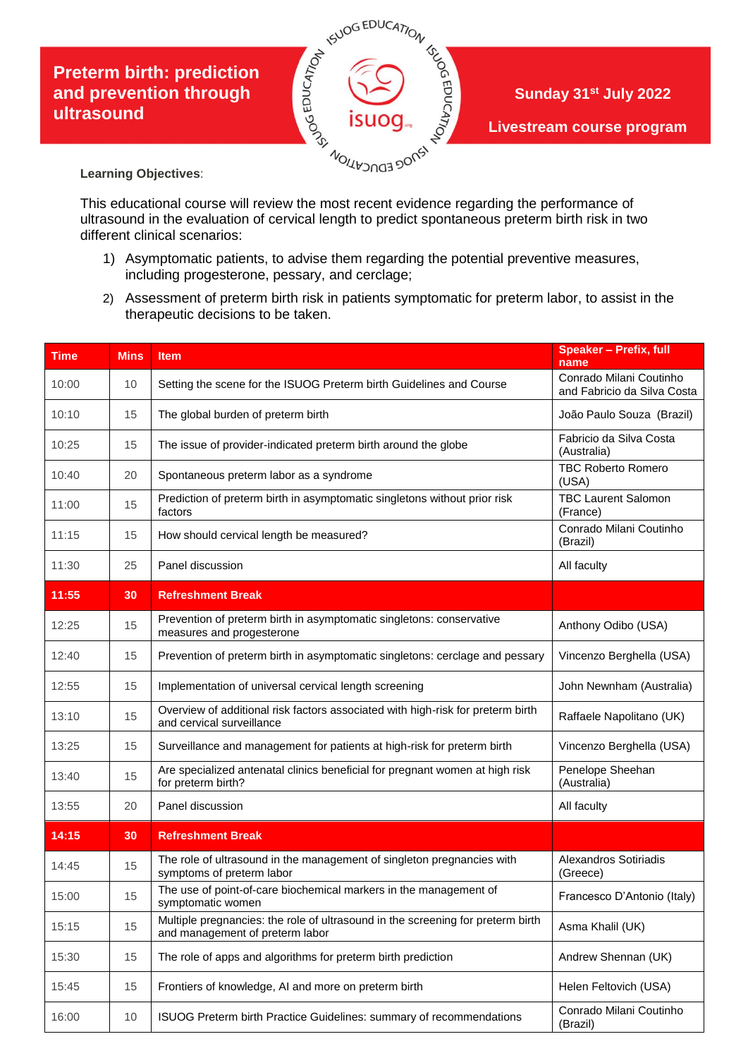# Preterm birth: prediction and prevention through ultrasound

**Sunday 31st July 2022**

**Livestream course program**

**Learning Objectives**:

This educational course will review the most recent evidence regarding the performance of ultrasound in the evaluation of cervical length to predict spontaneous preterm birth risk in two different clinical scenarios:

1) Asymptomatic patients, to advise them regarding the potential preventive measures, including progesterone, pessary, and cerclage;
2) Assessment of preterm birth risk in patients symptomatic for preterm labor, to assist in the therapeutic decisions to be taken.

| Time | Mins | Item | Speaker – Prefix, full name |
|---|---|---|---|
| 10:00 | 10 | Setting the scene for the ISUOG Preterm birth Guidelines and Course | Conrado Milani Coutinho and Fabricio da Silva Costa |
| 10:10 | 15 | The global burden of preterm birth | João Paulo Souza (Brazil) |
| 10:25 | 15 | The issue of provider-indicated preterm birth around the globe | Fabricio da Silva Costa (Australia) |
| 10:40 | 20 | Spontaneous preterm labor as a syndrome | TBC Roberto Romero (USA) |
| 11:00 | 15 | Prediction of preterm birth in asymptomatic singletons without prior risk factors | TBC Laurent Salomon (France) |
| 11:15 | 15 | How should cervical length be measured? | Conrado Milani Coutinho (Brazil) |
| 11:30 | 25 | Panel discussion | All faculty |
| **11:55** | **30** | **Refreshment Break** | |
| 12:25 | 15 | Prevention of preterm birth in asymptomatic singletons: conservative measures and progesterone | Anthony Odibo (USA) |
| 12:40 | 15 | Prevention of preterm birth in asymptomatic singletons: cerclage and pessary | Vincenzo Berghella (USA) |
| 12:55 | 15 | Implementation of universal cervical length screening | John Newnham (Australia) |
| 13:10 | 15 | Overview of additional risk factors associated with high-risk for preterm birth and cervical surveillance | Raffaele Napolitano (UK) |
| 13:25 | 15 | Surveillance and management for patients at high-risk for preterm birth | Vincenzo Berghella (USA) |
| 13:40 | 15 | Are specialized antenatal clinics beneficial for pregnant women at high risk for preterm birth? | Penelope Sheehan (Australia) |
| 13:55 | 20 | Panel discussion | All faculty |
| **14:15** | **30** | **Refreshment Break** | |
| 14:45 | 15 | The role of ultrasound in the management of singleton pregnancies with symptoms of preterm labor | Alexandros Sotiriadis (Greece) |
| 15:00 | 15 | The use of point-of-care biochemical markers in the management of symptomatic women | Francesco D'Antonio (Italy) |
| 15:15 | 15 | Multiple pregnancies: the role of ultrasound in the screening for preterm birth and management of preterm labor | Asma Khalil (UK) |
| 15:30 | 15 | The role of apps and algorithms for preterm birth prediction | Andrew Shennan (UK) |
| 15:45 | 15 | Frontiers of knowledge, AI and more on preterm birth | Helen Feltovich (USA) |
| 16:00 | 10 | ISUOG Preterm birth Practice Guidelines: summary of recommendations | Conrado Milani Coutinho (Brazil) |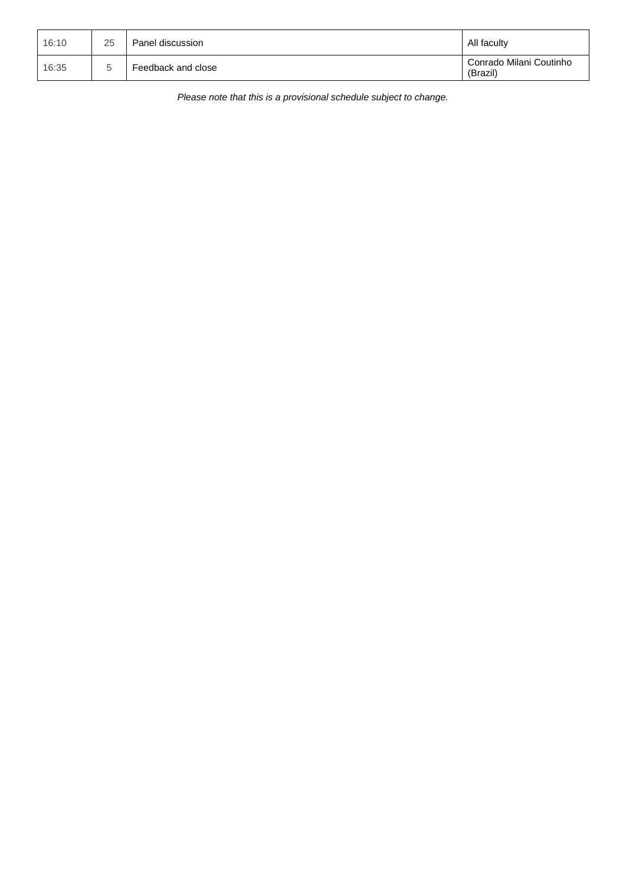| | | | |
|---|---|---|---|
| 16:10 | 25 | Panel discussion | All faculty |
| 16:35 | 5 | Feedback and close | Conrado Milani Coutinho (Brazil) |

*Please note that this is a provisional schedule subject to change.*